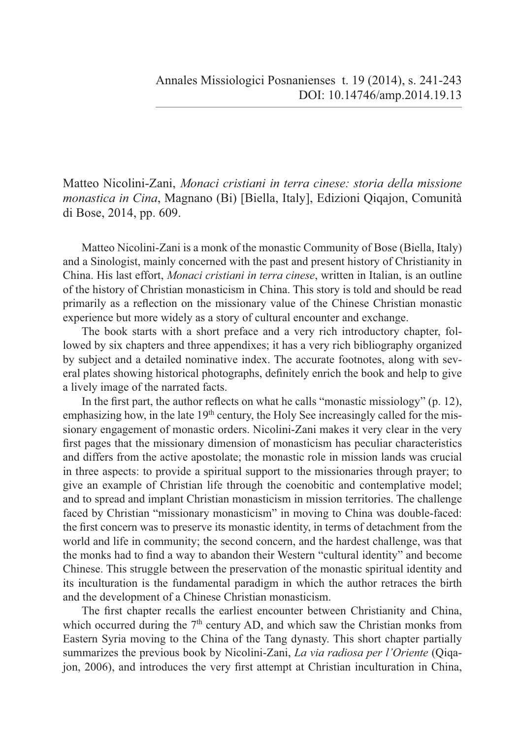Matteo Nicolini-Zani, *Monaci cristiani in terra cinese: storia della missione monastica in Cina*, Magnano (Bi) [Biella, Italy], Edizioni Qiqajon, Comunità di Bose, 2014, pp. 609.

Matteo Nicolini-Zani is a monk of the monastic Community of Bose (Biella, Italy) and a Sinologist, mainly concerned with the past and present history of Christianity in China. His last effort, *Monaci cristiani in terra cinese*, written in Italian, is an outline of the history of Christian monasticism in China. This story is told and should be read primarily as a reflection on the missionary value of the Chinese Christian monastic experience but more widely as a story of cultural encounter and exchange.

The book starts with a short preface and a very rich introductory chapter, followed by six chapters and three appendixes; it has a very rich bibliography organized by subject and a detailed nominative index. The accurate footnotes, along with several plates showing historical photographs, definitely enrich the book and help to give a lively image of the narrated facts.

In the first part, the author reflects on what he calls "monastic missiology" (p. 12), emphasizing how, in the late 19th century, the Holy See increasingly called for the missionary engagement of monastic orders. Nicolini-Zani makes it very clear in the very first pages that the missionary dimension of monasticism has peculiar characteristics and differs from the active apostolate; the monastic role in mission lands was crucial in three aspects: to provide a spiritual support to the missionaries through prayer; to give an example of Christian life through the coenobitic and contemplative model; and to spread and implant Christian monasticism in mission territories. The challenge faced by Christian "missionary monasticism" in moving to China was double-faced: the first concern was to preserve its monastic identity, in terms of detachment from the world and life in community; the second concern, and the hardest challenge, was that the monks had to find a way to abandon their Western "cultural identity" and become Chinese. This struggle between the preservation of the monastic spiritual identity and its inculturation is the fundamental paradigm in which the author retraces the birth and the development of a Chinese Christian monasticism.

The first chapter recalls the earliest encounter between Christianity and China, which occurred during the 7th century AD, and which saw the Christian monks from Eastern Syria moving to the China of the Tang dynasty. This short chapter partially summarizes the previous book by Nicolini-Zani, *La via radiosa per l'Oriente* (Qiqajon, 2006), and introduces the very first attempt at Christian inculturation in China,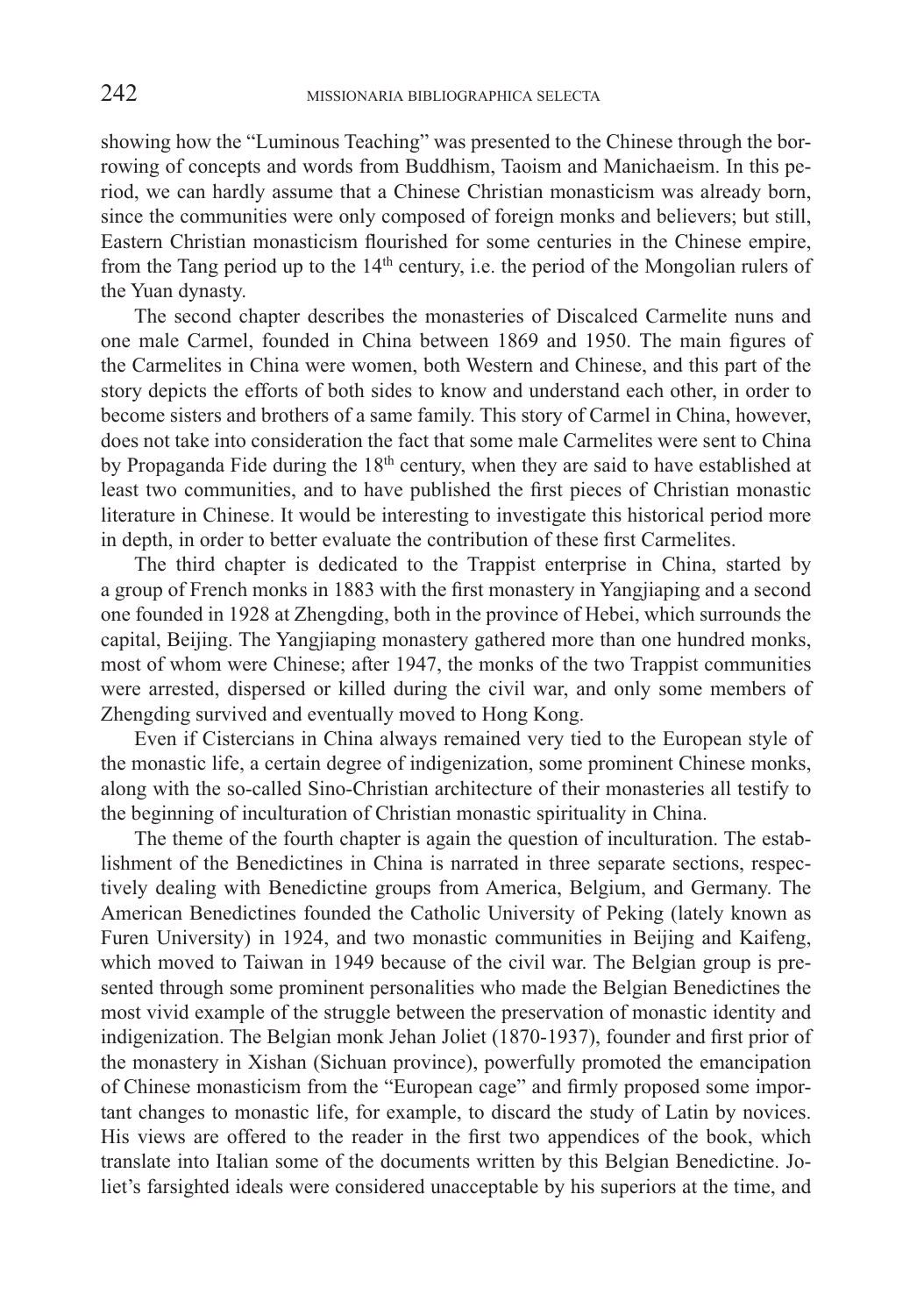showing how the "Luminous Teaching" was presented to the Chinese through the borrowing of concepts and words from Buddhism, Taoism and Manichaeism. In this period, we can hardly assume that a Chinese Christian monasticism was already born, since the communities were only composed of foreign monks and believers; but still, Eastern Christian monasticism flourished for some centuries in the Chinese empire, from the Tang period up to the 14th century, i.e. the period of the Mongolian rulers of the Yuan dynasty.

The second chapter describes the monasteries of Discalced Carmelite nuns and one male Carmel, founded in China between 1869 and 1950. The main figures of the Carmelites in China were women, both Western and Chinese, and this part of the story depicts the efforts of both sides to know and understand each other, in order to become sisters and brothers of a same family. This story of Carmel in China, however, does not take into consideration the fact that some male Carmelites were sent to China by Propaganda Fide during the 18th century, when they are said to have established at least two communities, and to have published the first pieces of Christian monastic literature in Chinese. It would be interesting to investigate this historical period more in depth, in order to better evaluate the contribution of these first Carmelites.

The third chapter is dedicated to the Trappist enterprise in China, started by a group of French monks in 1883 with the first monastery in Yangjiaping and a second one founded in 1928 at Zhengding, both in the province of Hebei, which surrounds the capital, Beijing. The Yangjiaping monastery gathered more than one hundred monks, most of whom were Chinese; after 1947, the monks of the two Trappist communities were arrested, dispersed or killed during the civil war, and only some members of Zhengding survived and eventually moved to Hong Kong.

Even if Cistercians in China always remained very tied to the European style of the monastic life, a certain degree of indigenization, some prominent Chinese monks, along with the so-called Sino-Christian architecture of their monasteries all testify to the beginning of inculturation of Christian monastic spirituality in China.

The theme of the fourth chapter is again the question of inculturation. The establishment of the Benedictines in China is narrated in three separate sections, respectively dealing with Benedictine groups from America, Belgium, and Germany. The American Benedictines founded the Catholic University of Peking (lately known as Furen University) in 1924, and two monastic communities in Beijing and Kaifeng, which moved to Taiwan in 1949 because of the civil war. The Belgian group is presented through some prominent personalities who made the Belgian Benedictines the most vivid example of the struggle between the preservation of monastic identity and indigenization. The Belgian monk Jehan Joliet (1870-1937), founder and first prior of the monastery in Xishan (Sichuan province), powerfully promoted the emancipation of Chinese monasticism from the "European cage" and firmly proposed some important changes to monastic life, for example, to discard the study of Latin by novices. His views are offered to the reader in the first two appendices of the book, which translate into Italian some of the documents written by this Belgian Benedictine. Joliet's farsighted ideals were considered unacceptable by his superiors at the time, and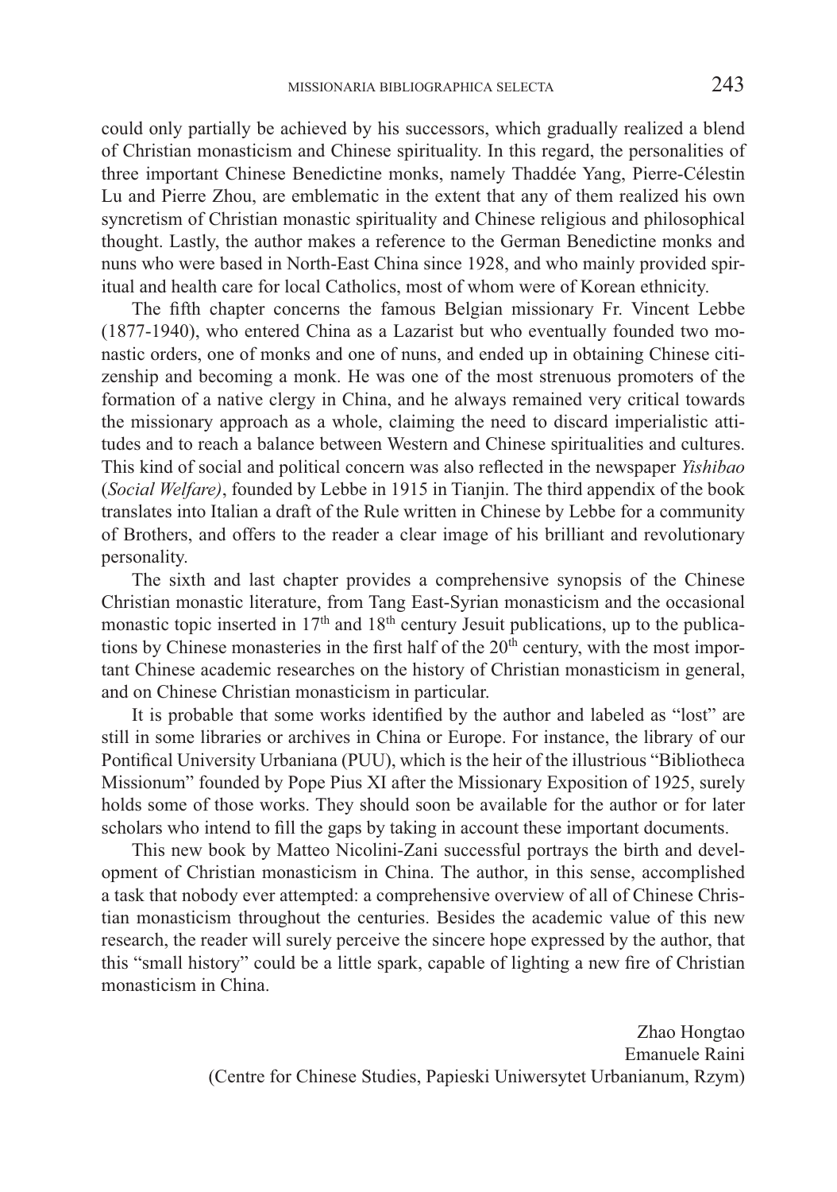could only partially be achieved by his successors, which gradually realized a blend of Christian monasticism and Chinese spirituality. In this regard, the personalities of three important Chinese Benedictine monks, namely Thaddée Yang, Pierre-Célestin Lu and Pierre Zhou, are emblematic in the extent that any of them realized his own syncretism of Christian monastic spirituality and Chinese religious and philosophical thought. Lastly, the author makes a reference to the German Benedictine monks and nuns who were based in North-East China since 1928, and who mainly provided spiritual and health care for local Catholics, most of whom were of Korean ethnicity.

The fifth chapter concerns the famous Belgian missionary Fr. Vincent Lebbe (1877-1940), who entered China as a Lazarist but who eventually founded two monastic orders, one of monks and one of nuns, and ended up in obtaining Chinese citizenship and becoming a monk. He was one of the most strenuous promoters of the formation of a native clergy in China, and he always remained very critical towards the missionary approach as a whole, claiming the need to discard imperialistic attitudes and to reach a balance between Western and Chinese spiritualities and cultures. This kind of social and political concern was also reflected in the newspaper *Yishibao* (*Social Welfare)*, founded by Lebbe in 1915 in Tianjin. The third appendix of the book translates into Italian a draft of the Rule written in Chinese by Lebbe for a community of Brothers, and offers to the reader a clear image of his brilliant and revolutionary personality.

The sixth and last chapter provides a comprehensive synopsis of the Chinese Christian monastic literature, from Tang East-Syrian monasticism and the occasional monastic topic inserted in 17th and 18th century Jesuit publications, up to the publications by Chinese monasteries in the first half of the 20th century, with the most important Chinese academic researches on the history of Christian monasticism in general, and on Chinese Christian monasticism in particular.

It is probable that some works identified by the author and labeled as "lost" are still in some libraries or archives in China or Europe. For instance, the library of our Pontifical University Urbaniana (PUU), which is the heir of the illustrious "Bibliotheca Missionum" founded by Pope Pius XI after the Missionary Exposition of 1925, surely holds some of those works. They should soon be available for the author or for later scholars who intend to fill the gaps by taking in account these important documents.

This new book by Matteo Nicolini-Zani successful portrays the birth and development of Christian monasticism in China. The author, in this sense, accomplished a task that nobody ever attempted: a comprehensive overview of all of Chinese Christian monasticism throughout the centuries. Besides the academic value of this new research, the reader will surely perceive the sincere hope expressed by the author, that this "small history" could be a little spark, capable of lighting a new fire of Christian monasticism in China.

Zhao Hongtao
Emanuele Raini
(Centre for Chinese Studies, Papieski Uniwersytet Urbanianum, Rzym)